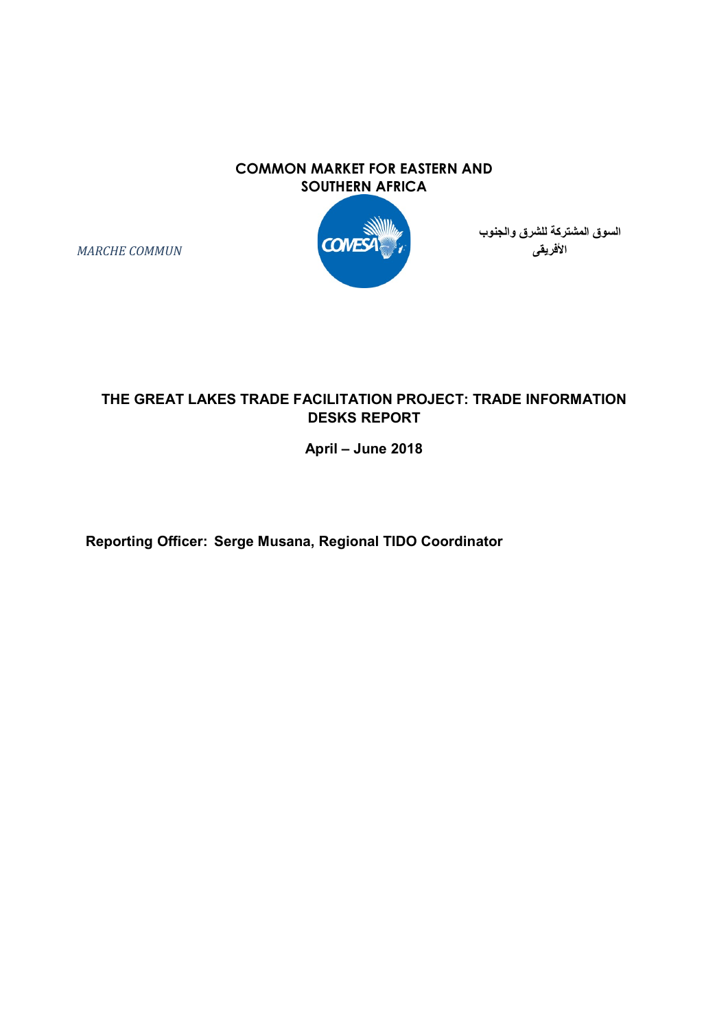**COMMON MARKET FOR EASTERN AND SOUTHERN AFRICA**

*MARCHE COMMUN*

**السوق المشتركة للشرق والجنوب الأفريقى**

# THE GREAT LAKES TRADE FACILITATION PROJECT: TRADE INFORMATION DESKS REPORT

**April – June 2018**

**Reporting Officer: Serge Musana, Regional TIDO Coordinator**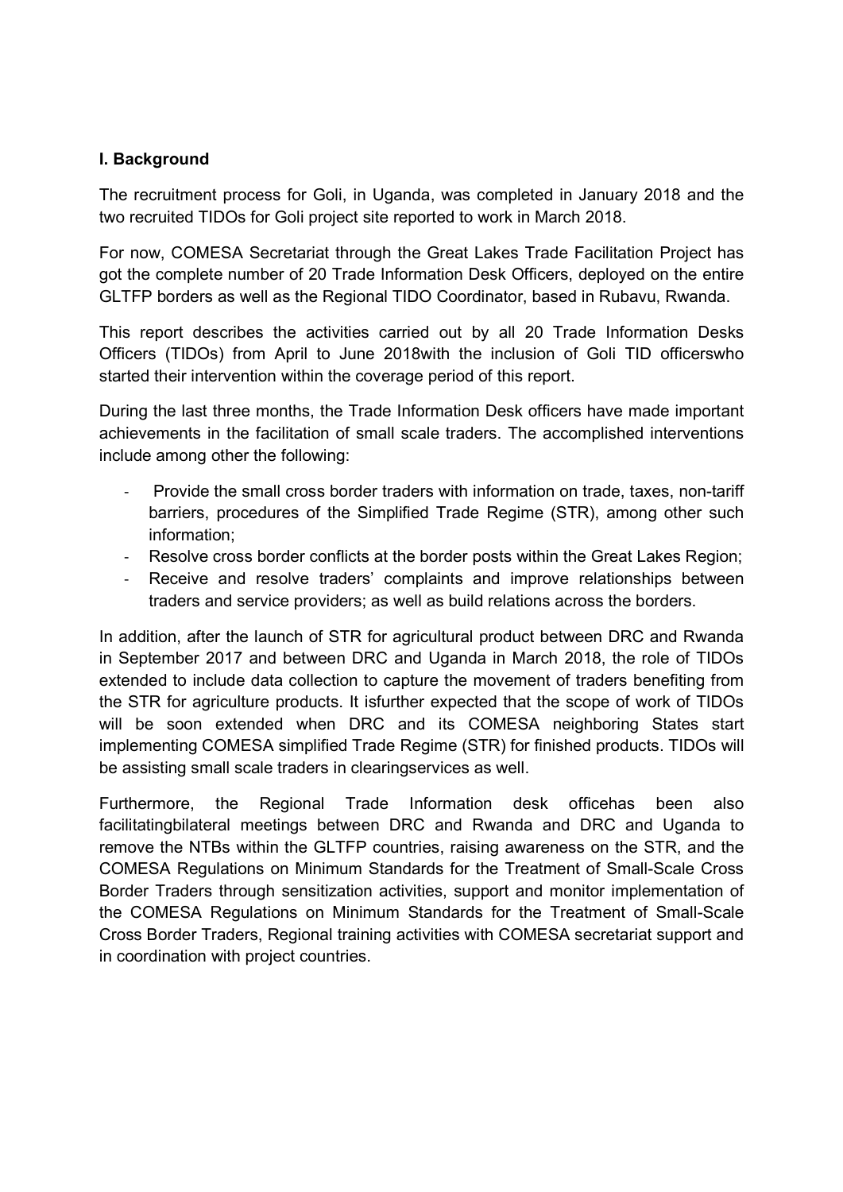### I. Background

The recruitment process for Goli, in Uganda, was completed in January 2018 and the two recruited TIDOs for Goli project site reported to work in March 2018.

For now, COMESA Secretariat through the Great Lakes Trade Facilitation Project has got the complete number of 20 Trade Information Desk Officers, deployed on the entire GLTFP borders as well as the Regional TIDO Coordinator, based in Rubavu, Rwanda.

This report describes the activities carried out by all 20 Trade Information Desks Officers (TIDOs) from April to June 2018with the inclusion of Goli TID officerswho started their intervention within the coverage period of this report.

During the last three months, the Trade Information Desk officers have made important achievements in the facilitation of small scale traders. The accomplished interventions include among other the following:

- Provide the small cross border traders with information on trade, taxes, non-tariff barriers, procedures of the Simplified Trade Regime (STR), among other such information;
- Resolve cross border conflicts at the border posts within the Great Lakes Region;
- Receive and resolve traders' complaints and improve relationships between traders and service providers; as well as build relations across the borders.

In addition, after the launch of STR for agricultural product between DRC and Rwanda in September 2017 and between DRC and Uganda in March 2018, the role of TIDOs extended to include data collection to capture the movement of traders benefiting from the STR for agriculture products. It isfurther expected that the scope of work of TIDOs will be soon extended when DRC and its COMESA neighboring States start implementing COMESA simplified Trade Regime (STR) for finished products. TIDOs will be assisting small scale traders in clearingservices as well.

Furthermore, the Regional Trade Information desk officehas been also facilitatingbilateral meetings between DRC and Rwanda and DRC and Uganda to remove the NTBs within the GLTFP countries, raising awareness on the STR, and the COMESA Regulations on Minimum Standards for the Treatment of Small-Scale Cross Border Traders through sensitization activities, support and monitor implementation of the COMESA Regulations on Minimum Standards for the Treatment of Small-Scale Cross Border Traders, Regional training activities with COMESA secretariat support and in coordination with project countries.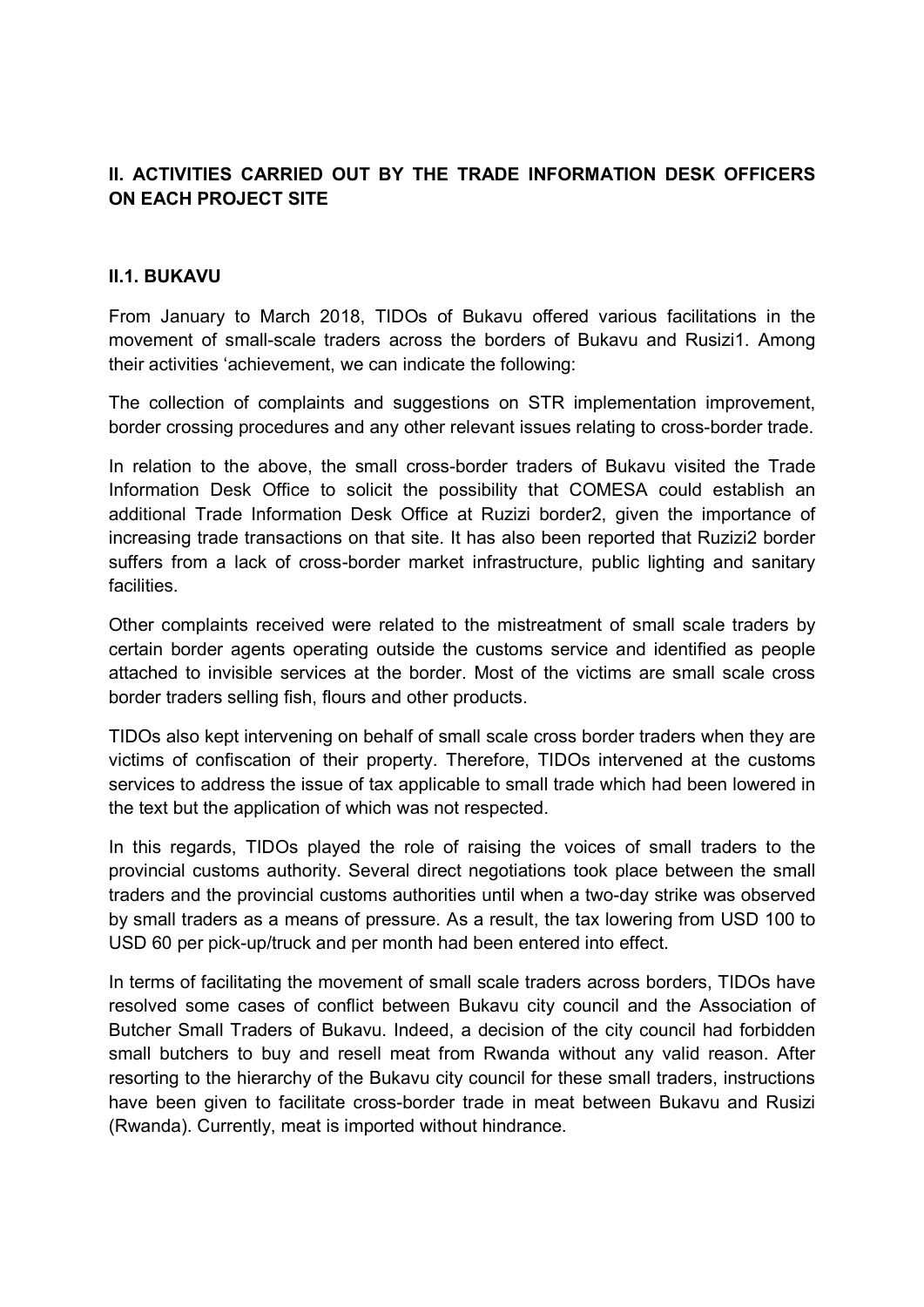## II. ACTIVITIES CARRIED OUT BY THE TRADE INFORMATION DESK OFFICERS ON EACH PROJECT SITE

### II.1. BUKAVU

From January to March 2018, TIDOs of Bukavu offered various facilitations in the movement of small-scale traders across the borders of Bukavu and Rusizi1. Among their activities 'achievement, we can indicate the following:

The collection of complaints and suggestions on STR implementation improvement, border crossing procedures and any other relevant issues relating to cross-border trade.

In relation to the above, the small cross-border traders of Bukavu visited the Trade Information Desk Office to solicit the possibility that COMESA could establish an additional Trade Information Desk Office at Ruzizi border2, given the importance of increasing trade transactions on that site. It has also been reported that Ruzizi2 border suffers from a lack of cross-border market infrastructure, public lighting and sanitary facilities.

Other complaints received were related to the mistreatment of small scale traders by certain border agents operating outside the customs service and identified as people attached to invisible services at the border. Most of the victims are small scale cross border traders selling fish, flours and other products.

TIDOs also kept intervening on behalf of small scale cross border traders when they are victims of confiscation of their property. Therefore, TIDOs intervened at the customs services to address the issue of tax applicable to small trade which had been lowered in the text but the application of which was not respected.

In this regards, TIDOs played the role of raising the voices of small traders to the provincial customs authority. Several direct negotiations took place between the small traders and the provincial customs authorities until when a two-day strike was observed by small traders as a means of pressure. As a result, the tax lowering from USD 100 to USD 60 per pick-up/truck and per month had been entered into effect.

In terms of facilitating the movement of small scale traders across borders, TIDOs have resolved some cases of conflict between Bukavu city council and the Association of Butcher Small Traders of Bukavu. Indeed, a decision of the city council had forbidden small butchers to buy and resell meat from Rwanda without any valid reason. After resorting to the hierarchy of the Bukavu city council for these small traders, instructions have been given to facilitate cross-border trade in meat between Bukavu and Rusizi (Rwanda). Currently, meat is imported without hindrance.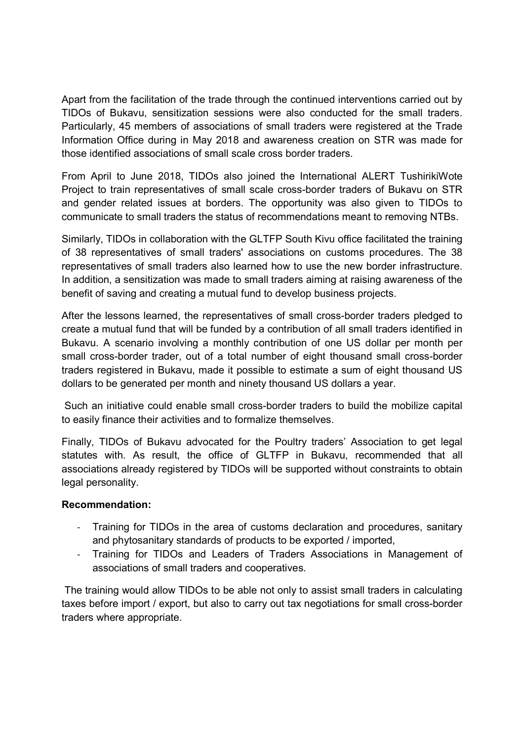Apart from the facilitation of the trade through the continued interventions carried out by TIDOs of Bukavu, sensitization sessions were also conducted for the small traders. Particularly, 45 members of associations of small traders were registered at the Trade Information Office during in May 2018 and awareness creation on STR was made for those identified associations of small scale cross border traders.

From April to June 2018, TIDOs also joined the International ALERT TushirikiWote Project to train representatives of small scale cross-border traders of Bukavu on STR and gender related issues at borders. The opportunity was also given to TIDOs to communicate to small traders the status of recommendations meant to removing NTBs.

Similarly, TIDOs in collaboration with the GLTFP South Kivu office facilitated the training of 38 representatives of small traders' associations on customs procedures. The 38 representatives of small traders also learned how to use the new border infrastructure. In addition, a sensitization was made to small traders aiming at raising awareness of the benefit of saving and creating a mutual fund to develop business projects.

After the lessons learned, the representatives of small cross-border traders pledged to create a mutual fund that will be funded by a contribution of all small traders identified in Bukavu. A scenario involving a monthly contribution of one US dollar per month per small cross-border trader, out of a total number of eight thousand small cross-border traders registered in Bukavu, made it possible to estimate a sum of eight thousand US dollars to be generated per month and ninety thousand US dollars a year.

Such an initiative could enable small cross-border traders to build the mobilize capital to easily finance their activities and to formalize themselves.

Finally, TIDOs of Bukavu advocated for the Poultry traders' Association to get legal statutes with. As result, the office of GLTFP in Bukavu, recommended that all associations already registered by TIDOs will be supported without constraints to obtain legal personality.

**Recommendation:**

- Training for TIDOs in the area of customs declaration and procedures, sanitary and phytosanitary standards of products to be exported / imported,
- Training for TIDOs and Leaders of Traders Associations in Management of associations of small traders and cooperatives.

The training would allow TIDOs to be able not only to assist small traders in calculating taxes before import / export, but also to carry out tax negotiations for small cross-border traders where appropriate.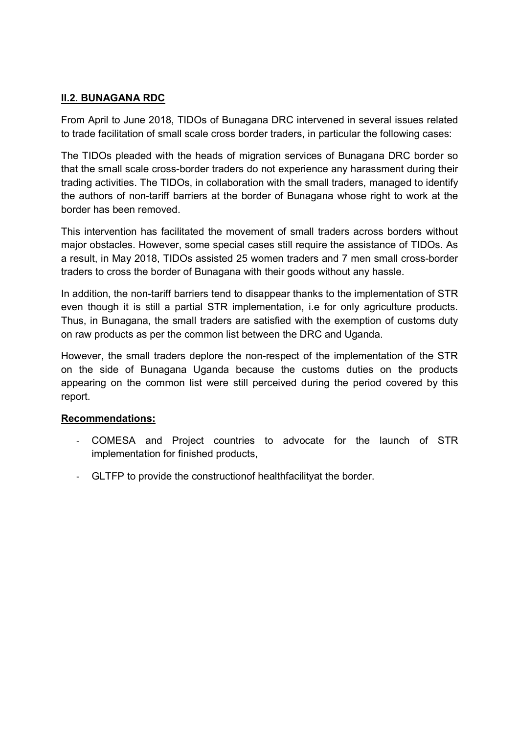## II.2. BUNAGANA RDC

From April to June 2018, TIDOs of Bunagana DRC intervened in several issues related to trade facilitation of small scale cross border traders, in particular the following cases:

The TIDOs pleaded with the heads of migration services of Bunagana DRC border so that the small scale cross-border traders do not experience any harassment during their trading activities. The TIDOs, in collaboration with the small traders, managed to identify the authors of non-tariff barriers at the border of Bunagana whose right to work at the border has been removed.

This intervention has facilitated the movement of small traders across borders without major obstacles. However, some special cases still require the assistance of TIDOs. As a result, in May 2018, TIDOs assisted 25 women traders and 7 men small cross-border traders to cross the border of Bunagana with their goods without any hassle.

In addition, the non-tariff barriers tend to disappear thanks to the implementation of STR even though it is still a partial STR implementation, i.e for only agriculture products. Thus, in Bunagana, the small traders are satisfied with the exemption of customs duty on raw products as per the common list between the DRC and Uganda.

However, the small traders deplore the non-respect of the implementation of the STR on the side of Bunagana Uganda because the customs duties on the products appearing on the common list were still perceived during the period covered by this report.

**Recommendations:**

- COMESA and Project countries to advocate for the launch of STR implementation for finished products,
- GLTFP to provide the constructionof healthfacilityat the border.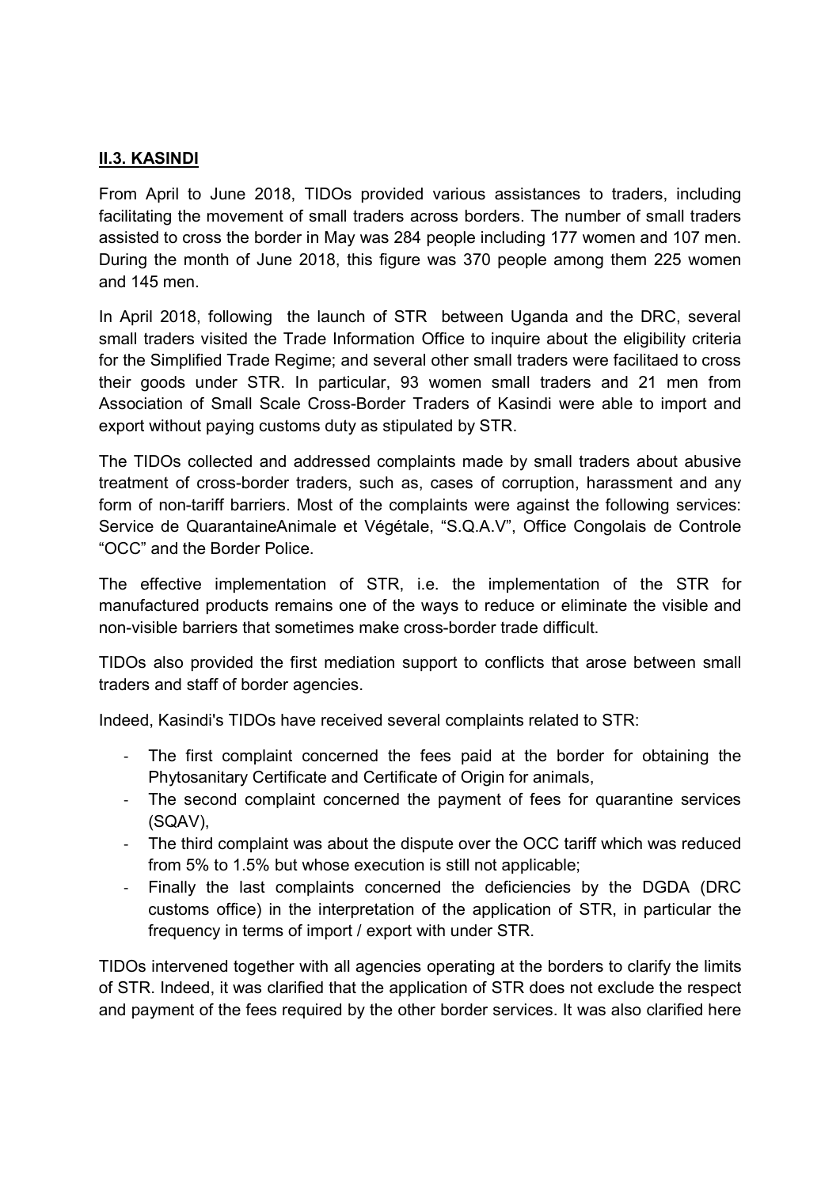## II.3. KASINDI

From April to June 2018, TIDOs provided various assistances to traders, including facilitating the movement of small traders across borders. The number of small traders assisted to cross the border in May was 284 people including 177 women and 107 men. During the month of June 2018, this figure was 370 people among them 225 women and 145 men.

In April 2018, following the launch of STR between Uganda and the DRC, several small traders visited the Trade Information Office to inquire about the eligibility criteria for the Simplified Trade Regime; and several other small traders were facilitaed to cross their goods under STR. In particular, 93 women small traders and 21 men from Association of Small Scale Cross-Border Traders of Kasindi were able to import and export without paying customs duty as stipulated by STR.

The TIDOs collected and addressed complaints made by small traders about abusive treatment of cross-border traders, such as, cases of corruption, harassment and any form of non-tariff barriers. Most of the complaints were against the following services: Service de QuarantaineAnimale et Végétale, "S.Q.A.V", Office Congolais de Controle "OCC" and the Border Police.

The effective implementation of STR, i.e. the implementation of the STR for manufactured products remains one of the ways to reduce or eliminate the visible and non-visible barriers that sometimes make cross-border trade difficult.

TIDOs also provided the first mediation support to conflicts that arose between small traders and staff of border agencies.

Indeed, Kasindi's TIDOs have received several complaints related to STR:

- The first complaint concerned the fees paid at the border for obtaining the Phytosanitary Certificate and Certificate of Origin for animals,
- The second complaint concerned the payment of fees for quarantine services (SQAV),
- The third complaint was about the dispute over the OCC tariff which was reduced from 5% to 1.5% but whose execution is still not applicable;
- Finally the last complaints concerned the deficiencies by the DGDA (DRC customs office) in the interpretation of the application of STR, in particular the frequency in terms of import / export with under STR.

TIDOs intervened together with all agencies operating at the borders to clarify the limits of STR. Indeed, it was clarified that the application of STR does not exclude the respect and payment of the fees required by the other border services. It was also clarified here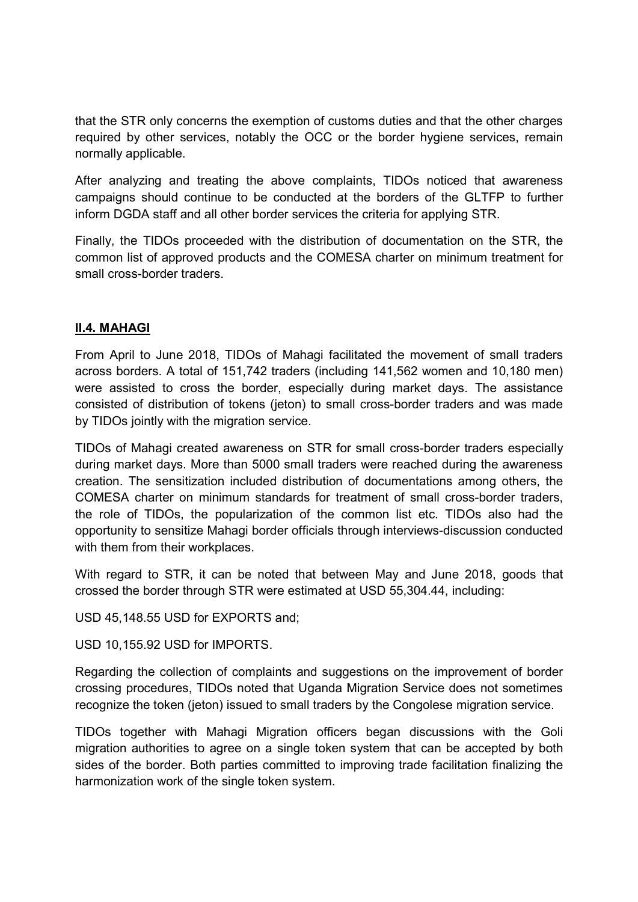that the STR only concerns the exemption of customs duties and that the other charges required by other services, notably the OCC or the border hygiene services, remain normally applicable.

After analyzing and treating the above complaints, TIDOs noticed that awareness campaigns should continue to be conducted at the borders of the GLTFP to further inform DGDA staff and all other border services the criteria for applying STR.

Finally, the TIDOs proceeded with the distribution of documentation on the STR, the common list of approved products and the COMESA charter on minimum treatment for small cross-border traders.

## **II.4. MAHAGI**

From April to June 2018, TIDOs of Mahagi facilitated the movement of small traders across borders. A total of 151,742 traders (including 141,562 women and 10,180 men) were assisted to cross the border, especially during market days. The assistance consisted of distribution of tokens (jeton) to small cross-border traders and was made by TIDOs jointly with the migration service.

TIDOs of Mahagi created awareness on STR for small cross-border traders especially during market days. More than 5000 small traders were reached during the awareness creation. The sensitization included distribution of documentations among others, the COMESA charter on minimum standards for treatment of small cross-border traders, the role of TIDOs, the popularization of the common list etc. TIDOs also had the opportunity to sensitize Mahagi border officials through interviews-discussion conducted with them from their workplaces.

With regard to STR, it can be noted that between May and June 2018, goods that crossed the border through STR were estimated at USD 55,304.44, including:

USD 45,148.55 USD for EXPORTS and;

USD 10,155.92 USD for IMPORTS.

Regarding the collection of complaints and suggestions on the improvement of border crossing procedures, TIDOs noted that Uganda Migration Service does not sometimes recognize the token (jeton) issued to small traders by the Congolese migration service.

TIDOs together with Mahagi Migration officers began discussions with the Goli migration authorities to agree on a single token system that can be accepted by both sides of the border. Both parties committed to improving trade facilitation finalizing the harmonization work of the single token system.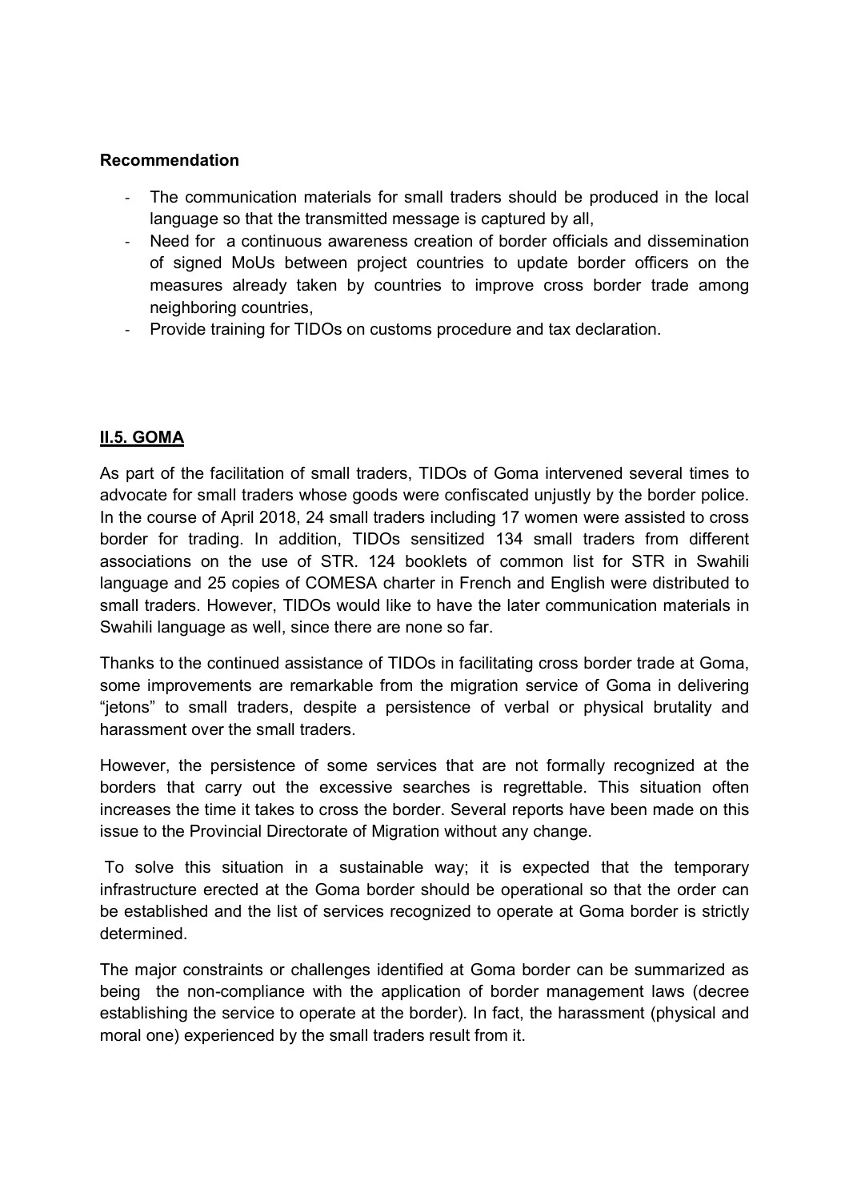**Recommendation**

- The communication materials for small traders should be produced in the local language so that the transmitted message is captured by all,
- Need for a continuous awareness creation of border officials and dissemination of signed MoUs between project countries to update border officers on the measures already taken by countries to improve cross border trade among neighboring countries,
- Provide training for TIDOs on customs procedure and tax declaration.

## II.5. GOMA

As part of the facilitation of small traders, TIDOs of Goma intervened several times to advocate for small traders whose goods were confiscated unjustly by the border police. In the course of April 2018, 24 small traders including 17 women were assisted to cross border for trading. In addition, TIDOs sensitized 134 small traders from different associations on the use of STR. 124 booklets of common list for STR in Swahili language and 25 copies of COMESA charter in French and English were distributed to small traders. However, TIDOs would like to have the later communication materials in Swahili language as well, since there are none so far.

Thanks to the continued assistance of TIDOs in facilitating cross border trade at Goma, some improvements are remarkable from the migration service of Goma in delivering "jetons" to small traders, despite a persistence of verbal or physical brutality and harassment over the small traders.

However, the persistence of some services that are not formally recognized at the borders that carry out the excessive searches is regrettable. This situation often increases the time it takes to cross the border. Several reports have been made on this issue to the Provincial Directorate of Migration without any change.

To solve this situation in a sustainable way; it is expected that the temporary infrastructure erected at the Goma border should be operational so that the order can be established and the list of services recognized to operate at Goma border is strictly determined.

The major constraints or challenges identified at Goma border can be summarized as being the non-compliance with the application of border management laws (decree establishing the service to operate at the border). In fact, the harassment (physical and moral one) experienced by the small traders result from it.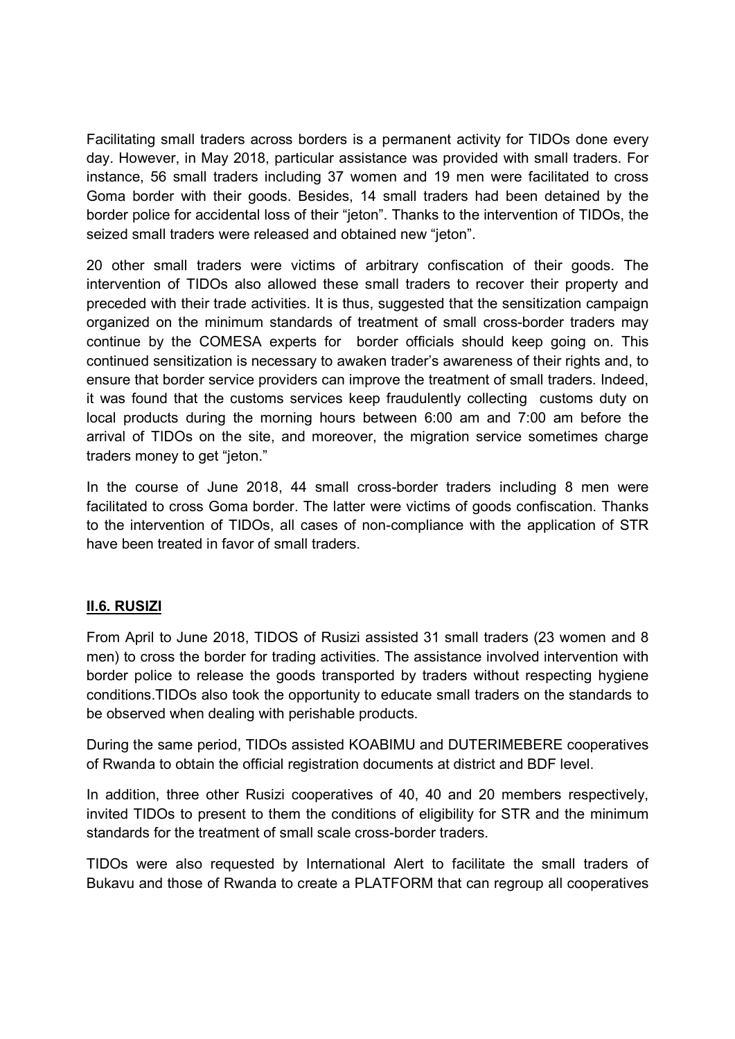Facilitating small traders across borders is a permanent activity for TIDOs done every day. However, in May 2018, particular assistance was provided with small traders. For instance, 56 small traders including 37 women and 19 men were facilitated to cross Goma border with their goods. Besides, 14 small traders had been detained by the border police for accidental loss of their "jeton". Thanks to the intervention of TIDOs, the seized small traders were released and obtained new "jeton".

20 other small traders were victims of arbitrary confiscation of their goods. The intervention of TIDOs also allowed these small traders to recover their property and preceded with their trade activities. It is thus, suggested that the sensitization campaign organized on the minimum standards of treatment of small cross-border traders may continue by the COMESA experts for border officials should keep going on. This continued sensitization is necessary to awaken trader's awareness of their rights and, to ensure that border service providers can improve the treatment of small traders. Indeed, it was found that the customs services keep fraudulently collecting customs duty on local products during the morning hours between 6:00 am and 7:00 am before the arrival of TIDOs on the site, and moreover, the migration service sometimes charge traders money to get "jeton."

In the course of June 2018, 44 small cross-border traders including 8 men were facilitated to cross Goma border. The latter were victims of goods confiscation. Thanks to the intervention of TIDOs, all cases of non-compliance with the application of STR have been treated in favor of small traders.

## II.6. RUSIZI

From April to June 2018, TIDOS of Rusizi assisted 31 small traders (23 women and 8 men) to cross the border for trading activities. The assistance involved intervention with border police to release the goods transported by traders without respecting hygiene conditions.TIDOs also took the opportunity to educate small traders on the standards to be observed when dealing with perishable products.

During the same period, TIDOs assisted KOABIMU and DUTERIMEBERE cooperatives of Rwanda to obtain the official registration documents at district and BDF level.

In addition, three other Rusizi cooperatives of 40, 40 and 20 members respectively, invited TIDOs to present to them the conditions of eligibility for STR and the minimum standards for the treatment of small scale cross-border traders.

TIDOs were also requested by International Alert to facilitate the small traders of Bukavu and those of Rwanda to create a PLATFORM that can regroup all cooperatives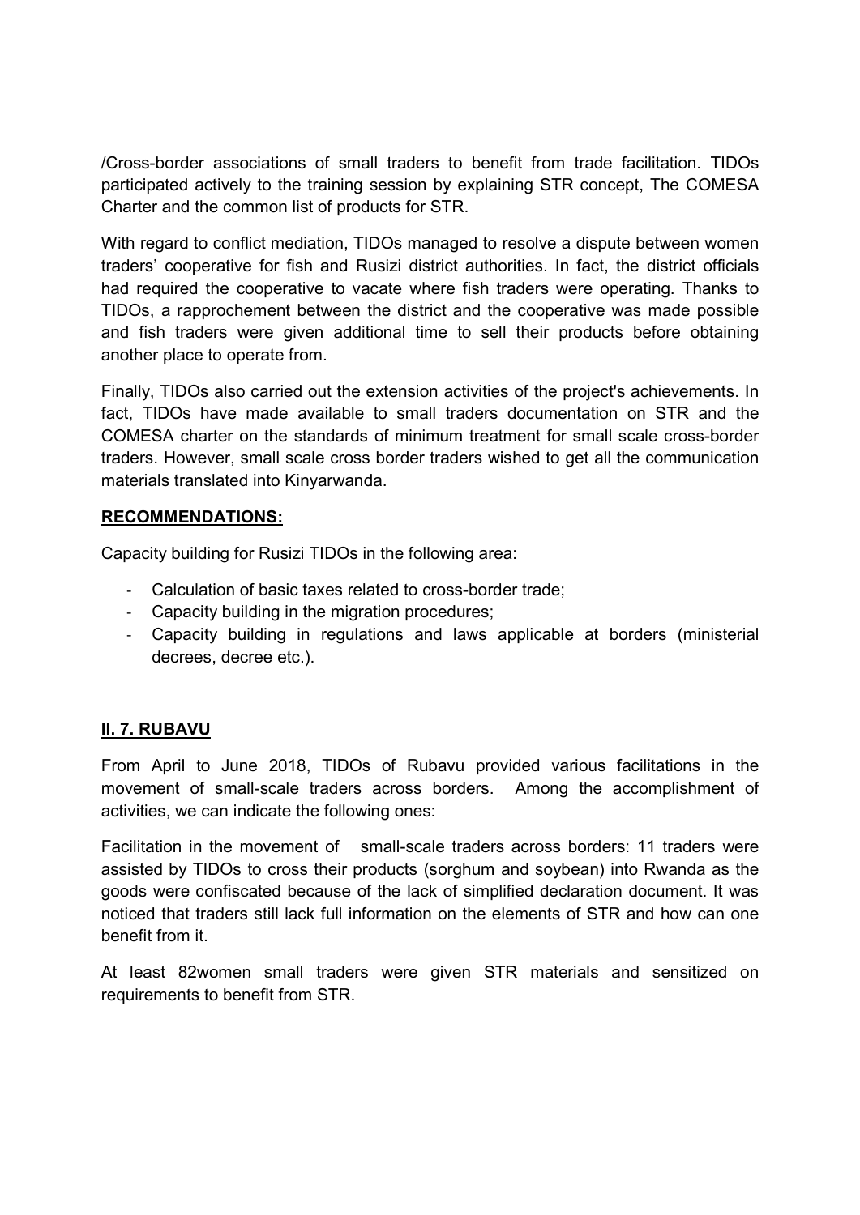/Cross-border associations of small traders to benefit from trade facilitation. TIDOs participated actively to the training session by explaining STR concept, The COMESA Charter and the common list of products for STR.

With regard to conflict mediation, TIDOs managed to resolve a dispute between women traders' cooperative for fish and Rusizi district authorities. In fact, the district officials had required the cooperative to vacate where fish traders were operating. Thanks to TIDOs, a rapprochement between the district and the cooperative was made possible and fish traders were given additional time to sell their products before obtaining another place to operate from.

Finally, TIDOs also carried out the extension activities of the project's achievements. In fact, TIDOs have made available to small traders documentation on STR and the COMESA charter on the standards of minimum treatment for small scale cross-border traders. However, small scale cross border traders wished to get all the communication materials translated into Kinyarwanda.

**RECOMMENDATIONS:**

Capacity building for Rusizi TIDOs in the following area:

- Calculation of basic taxes related to cross-border trade;
- Capacity building in the migration procedures;
- Capacity building in regulations and laws applicable at borders (ministerial decrees, decree etc.).

## II. 7. RUBAVU

From April to June 2018, TIDOs of Rubavu provided various facilitations in the movement of small-scale traders across borders. Among the accomplishment of activities, we can indicate the following ones:

Facilitation in the movement of small-scale traders across borders: 11 traders were assisted by TIDOs to cross their products (sorghum and soybean) into Rwanda as the goods were confiscated because of the lack of simplified declaration document. It was noticed that traders still lack full information on the elements of STR and how can one benefit from it.

At least 82women small traders were given STR materials and sensitized on requirements to benefit from STR.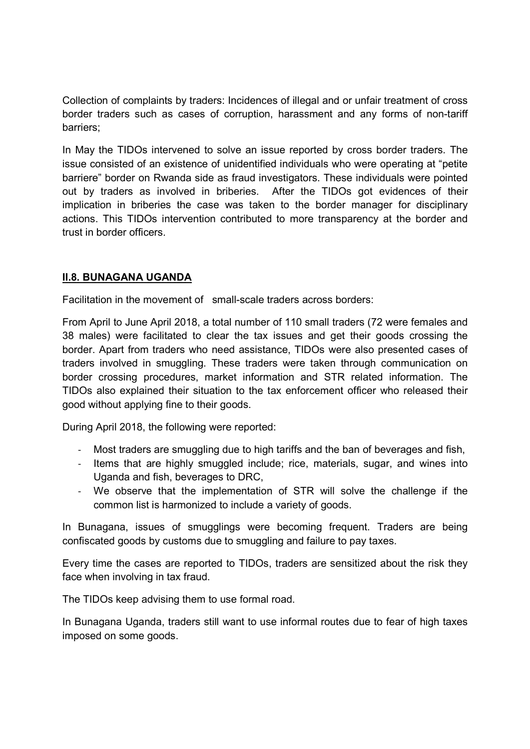Collection of complaints by traders: Incidences of illegal and or unfair treatment of cross border traders such as cases of corruption, harassment and any forms of non-tariff barriers;

In May the TIDOs intervened to solve an issue reported by cross border traders. The issue consisted of an existence of unidentified individuals who were operating at "petite barriere" border on Rwanda side as fraud investigators. These individuals were pointed out by traders as involved in briberies. After the TIDOs got evidences of their implication in briberies the case was taken to the border manager for disciplinary actions. This TIDOs intervention contributed to more transparency at the border and trust in border officers.

## II.8. BUNAGANA UGANDA

Facilitation in the movement of small-scale traders across borders:

From April to June April 2018, a total number of 110 small traders (72 were females and 38 males) were facilitated to clear the tax issues and get their goods crossing the border. Apart from traders who need assistance, TIDOs were also presented cases of traders involved in smuggling. These traders were taken through communication on border crossing procedures, market information and STR related information. The TIDOs also explained their situation to the tax enforcement officer who released their good without applying fine to their goods.

During April 2018, the following were reported:

- Most traders are smuggling due to high tariffs and the ban of beverages and fish,
- Items that are highly smuggled include; rice, materials, sugar, and wines into Uganda and fish, beverages to DRC,
- We observe that the implementation of STR will solve the challenge if the common list is harmonized to include a variety of goods.

In Bunagana, issues of smugglings were becoming frequent. Traders are being confiscated goods by customs due to smuggling and failure to pay taxes.

Every time the cases are reported to TIDOs, traders are sensitized about the risk they face when involving in tax fraud.

The TIDOs keep advising them to use formal road.

In Bunagana Uganda, traders still want to use informal routes due to fear of high taxes imposed on some goods.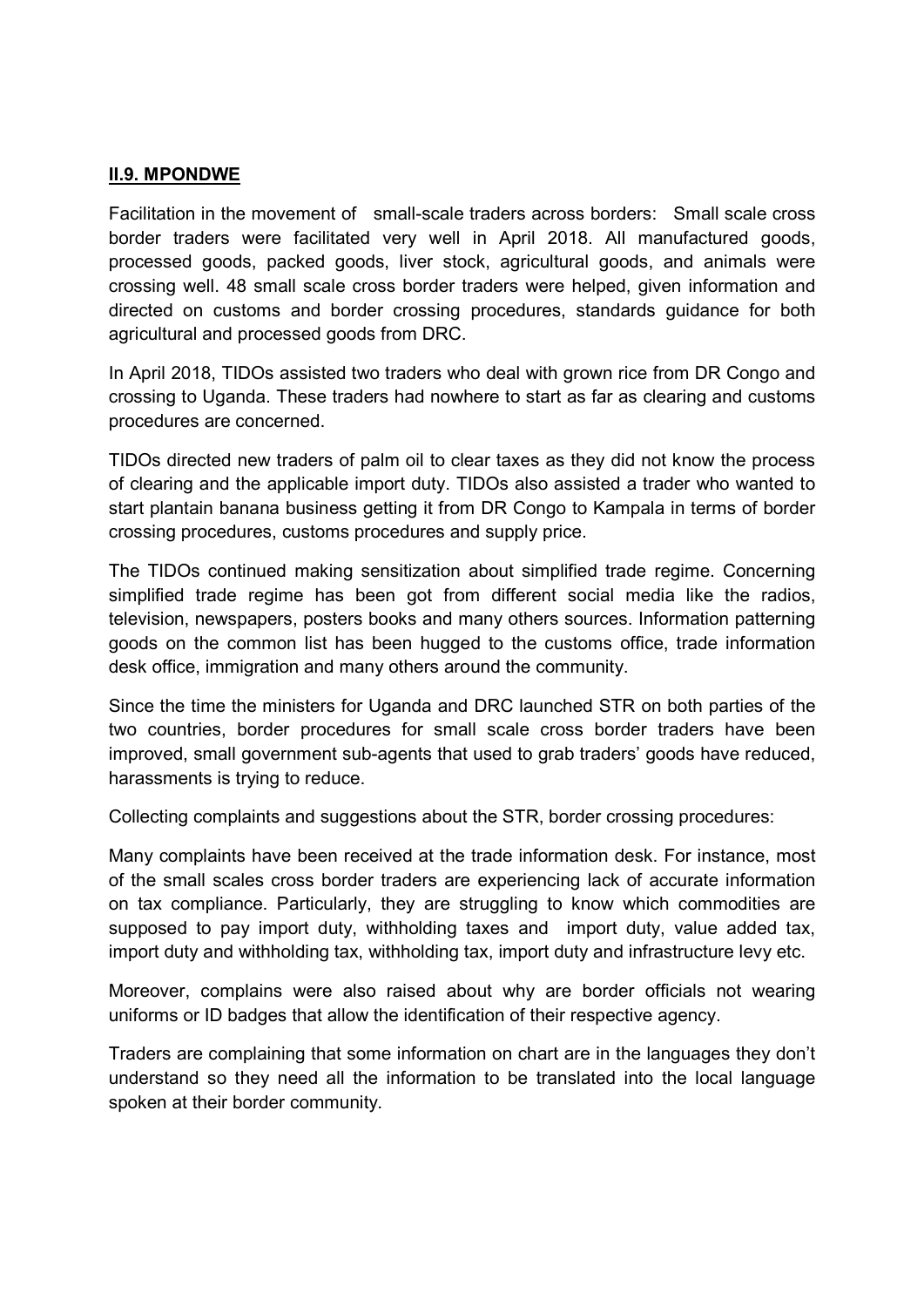## **II.9. MPONDWE**

Facilitation in the movement of small-scale traders across borders: Small scale cross border traders were facilitated very well in April 2018. All manufactured goods, processed goods, packed goods, liver stock, agricultural goods, and animals were crossing well. 48 small scale cross border traders were helped, given information and directed on customs and border crossing procedures, standards guidance for both agricultural and processed goods from DRC.

In April 2018, TIDOs assisted two traders who deal with grown rice from DR Congo and crossing to Uganda. These traders had nowhere to start as far as clearing and customs procedures are concerned.

TIDOs directed new traders of palm oil to clear taxes as they did not know the process of clearing and the applicable import duty. TIDOs also assisted a trader who wanted to start plantain banana business getting it from DR Congo to Kampala in terms of border crossing procedures, customs procedures and supply price.

The TIDOs continued making sensitization about simplified trade regime. Concerning simplified trade regime has been got from different social media like the radios, television, newspapers, posters books and many others sources. Information patterning goods on the common list has been hugged to the customs office, trade information desk office, immigration and many others around the community.

Since the time the ministers for Uganda and DRC launched STR on both parties of the two countries, border procedures for small scale cross border traders have been improved, small government sub-agents that used to grab traders' goods have reduced, harassments is trying to reduce.

Collecting complaints and suggestions about the STR, border crossing procedures:

Many complaints have been received at the trade information desk. For instance, most of the small scales cross border traders are experiencing lack of accurate information on tax compliance. Particularly, they are struggling to know which commodities are supposed to pay import duty, withholding taxes and import duty, value added tax, import duty and withholding tax, withholding tax, import duty and infrastructure levy etc.

Moreover, complains were also raised about why are border officials not wearing uniforms or ID badges that allow the identification of their respective agency.

Traders are complaining that some information on chart are in the languages they don't understand so they need all the information to be translated into the local language spoken at their border community.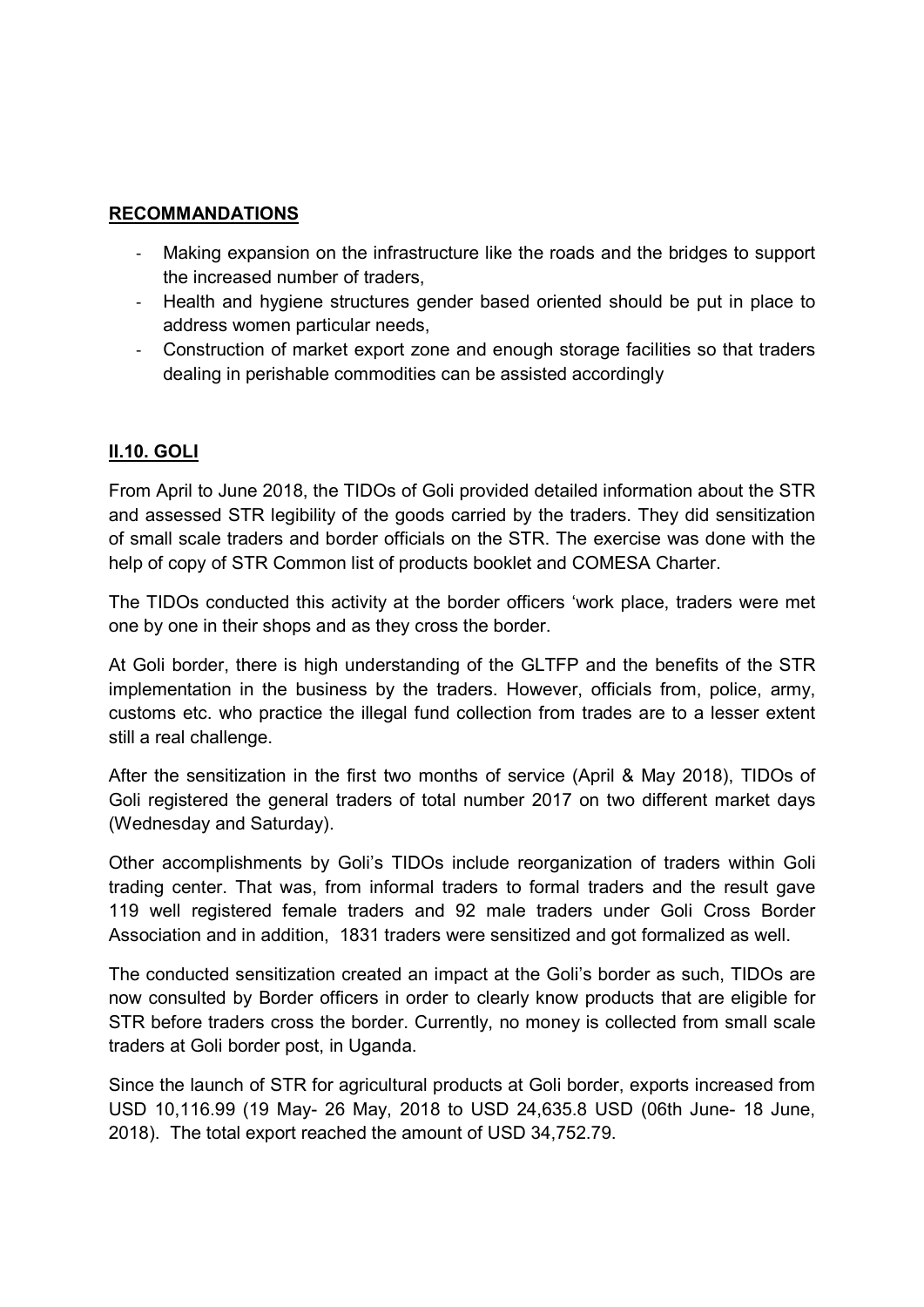## RECOMMANDATIONS

- Making expansion on the infrastructure like the roads and the bridges to support the increased number of traders,
- Health and hygiene structures gender based oriented should be put in place to address women particular needs,
- Construction of market export zone and enough storage facilities so that traders dealing in perishable commodities can be assisted accordingly

## II.10. GOLI

From April to June 2018, the TIDOs of Goli provided detailed information about the STR and assessed STR legibility of the goods carried by the traders. They did sensitization of small scale traders and border officials on the STR. The exercise was done with the help of copy of STR Common list of products booklet and COMESA Charter.

The TIDOs conducted this activity at the border officers 'work place, traders were met one by one in their shops and as they cross the border.

At Goli border, there is high understanding of the GLTFP and the benefits of the STR implementation in the business by the traders. However, officials from, police, army, customs etc. who practice the illegal fund collection from trades are to a lesser extent still a real challenge.

After the sensitization in the first two months of service (April & May 2018), TIDOs of Goli registered the general traders of total number 2017 on two different market days (Wednesday and Saturday).

Other accomplishments by Goli's TIDOs include reorganization of traders within Goli trading center. That was, from informal traders to formal traders and the result gave 119 well registered female traders and 92 male traders under Goli Cross Border Association and in addition, 1831 traders were sensitized and got formalized as well.

The conducted sensitization created an impact at the Goli's border as such, TIDOs are now consulted by Border officers in order to clearly know products that are eligible for STR before traders cross the border. Currently, no money is collected from small scale traders at Goli border post, in Uganda.

Since the launch of STR for agricultural products at Goli border, exports increased from USD 10,116.99 (19 May- 26 May, 2018 to USD 24,635.8 USD (06th June- 18 June, 2018). The total export reached the amount of USD 34,752.79.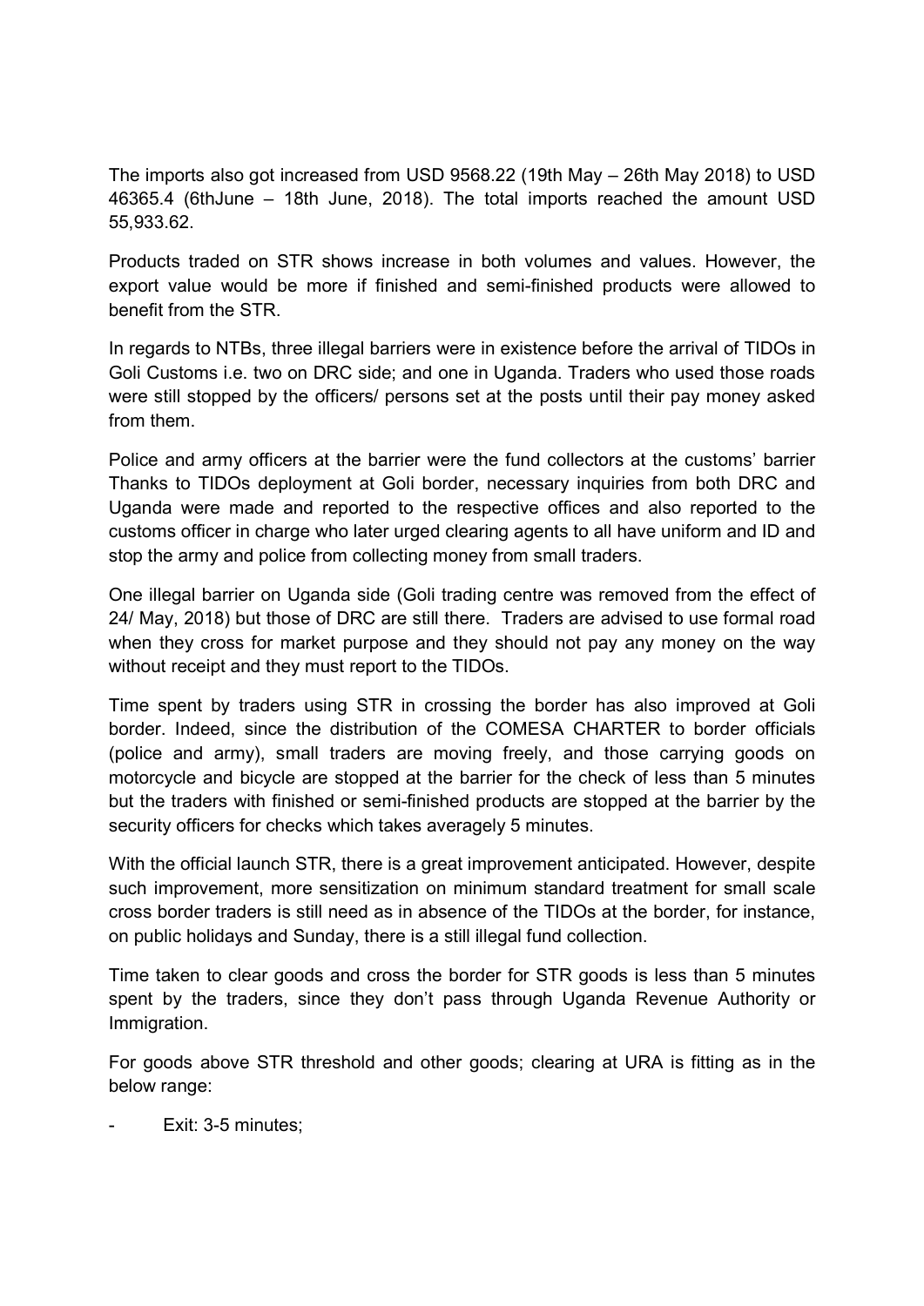The imports also got increased from USD 9568.22 (19th May – 26th May 2018) to USD 46365.4 (6thJune – 18th June, 2018). The total imports reached the amount USD 55,933.62.

Products traded on STR shows increase in both volumes and values. However, the export value would be more if finished and semi-finished products were allowed to benefit from the STR.

In regards to NTBs, three illegal barriers were in existence before the arrival of TIDOs in Goli Customs i.e. two on DRC side; and one in Uganda. Traders who used those roads were still stopped by the officers/ persons set at the posts until their pay money asked from them.

Police and army officers at the barrier were the fund collectors at the customs' barrier Thanks to TIDOs deployment at Goli border, necessary inquiries from both DRC and Uganda were made and reported to the respective offices and also reported to the customs officer in charge who later urged clearing agents to all have uniform and ID and stop the army and police from collecting money from small traders.

One illegal barrier on Uganda side (Goli trading centre was removed from the effect of 24/ May, 2018) but those of DRC are still there. Traders are advised to use formal road when they cross for market purpose and they should not pay any money on the way without receipt and they must report to the TIDOs.

Time spent by traders using STR in crossing the border has also improved at Goli border. Indeed, since the distribution of the COMESA CHARTER to border officials (police and army), small traders are moving freely, and those carrying goods on motorcycle and bicycle are stopped at the barrier for the check of less than 5 minutes but the traders with finished or semi-finished products are stopped at the barrier by the security officers for checks which takes averagely 5 minutes.

With the official launch STR, there is a great improvement anticipated. However, despite such improvement, more sensitization on minimum standard treatment for small scale cross border traders is still need as in absence of the TIDOs at the border, for instance, on public holidays and Sunday, there is a still illegal fund collection.

Time taken to clear goods and cross the border for STR goods is less than 5 minutes spent by the traders, since they don't pass through Uganda Revenue Authority or Immigration.

For goods above STR threshold and other goods; clearing at URA is fitting as in the below range:

- Exit: 3-5 minutes;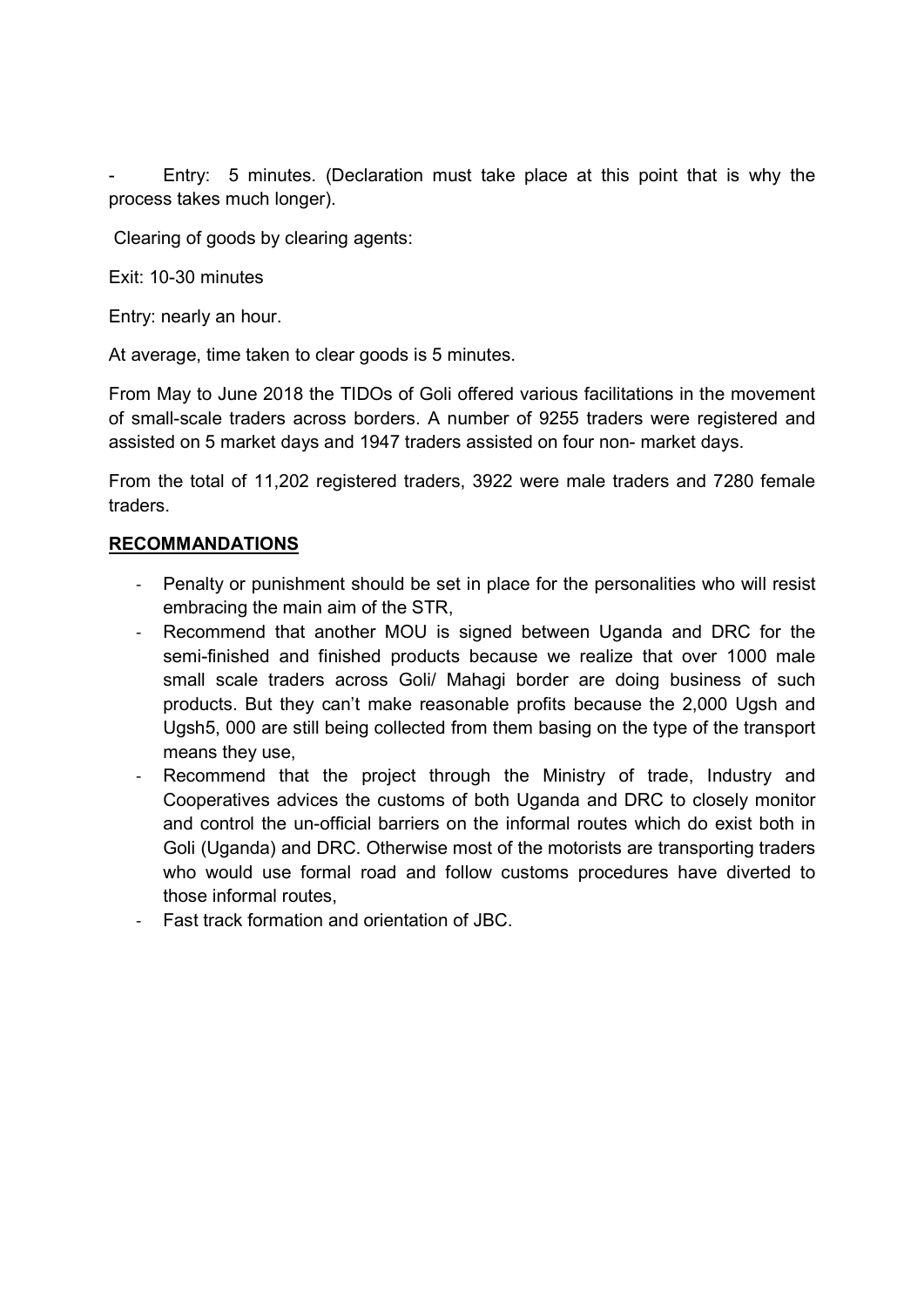- Entry: 5 minutes. (Declaration must take place at this point that is why the process takes much longer).

Clearing of goods by clearing agents:

Exit: 10-30 minutes

Entry: nearly an hour.

At average, time taken to clear goods is 5 minutes.

From May to June 2018 the TIDOs of Goli offered various facilitations in the movement of small-scale traders across borders. A number of 9255 traders were registered and assisted on 5 market days and 1947 traders assisted on four non- market days.

From the total of 11,202 registered traders, 3922 were male traders and 7280 female traders.

**<u>RECOMMANDATIONS</u>**

- Penalty or punishment should be set in place for the personalities who will resist embracing the main aim of the STR,
- Recommend that another MOU is signed between Uganda and DRC for the semi-finished and finished products because we realize that over 1000 male small scale traders across Goli/ Mahagi border are doing business of such products. But they can't make reasonable profits because the 2,000 Ugsh and Ugsh5, 000 are still being collected from them basing on the type of the transport means they use,
- Recommend that the project through the Ministry of trade, Industry and Cooperatives advices the customs of both Uganda and DRC to closely monitor and control the un-official barriers on the informal routes which do exist both in Goli (Uganda) and DRC. Otherwise most of the motorists are transporting traders who would use formal road and follow customs procedures have diverted to those informal routes,
- Fast track formation and orientation of JBC.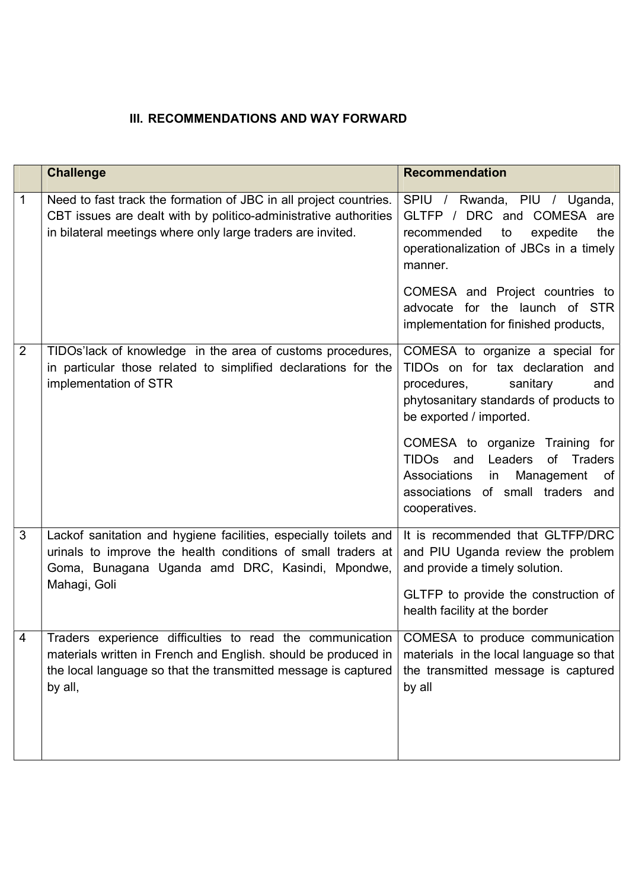### III. RECOMMENDATIONS AND WAY FORWARD

| | Challenge | Recommendation |
|---|---|---|
| 1 | Need to fast track the formation of JBC in all project countries. CBT issues are dealt with by politico-administrative authorities in bilateral meetings where only large traders are invited. | SPIU / Rwanda, PIU / Uganda, GLTFP / DRC and COMESA are recommended to expedite the operationalization of JBCs in a timely manner.<br><br>COMESA and Project countries to advocate for the launch of STR implementation for finished products, |
| 2 | TIDOs'lack of knowledge in the area of customs procedures, in particular those related to simplified declarations for the implementation of STR | COMESA to organize a special for TIDOs on for tax declaration and procedures, sanitary and phytosanitary standards of products to be exported / imported.<br><br>COMESA to organize Training for TIDOs and Leaders of Traders Associations in Management of associations of small traders and cooperatives. |
| 3 | Lackof sanitation and hygiene facilities, especially toilets and urinals to improve the health conditions of small traders at Goma, Bunagana Uganda amd DRC, Kasindi, Mpondwe, Mahagi, Goli | It is recommended that GLTFP/DRC and PIU Uganda review the problem and provide a timely solution.<br><br>GLTFP to provide the construction of health facility at the border |
| 4 | Traders experience difficulties to read the communication materials written in French and English. should be produced in the local language so that the transmitted message is captured by all, | COMESA to produce communication materials in the local language so that the transmitted message is captured by all |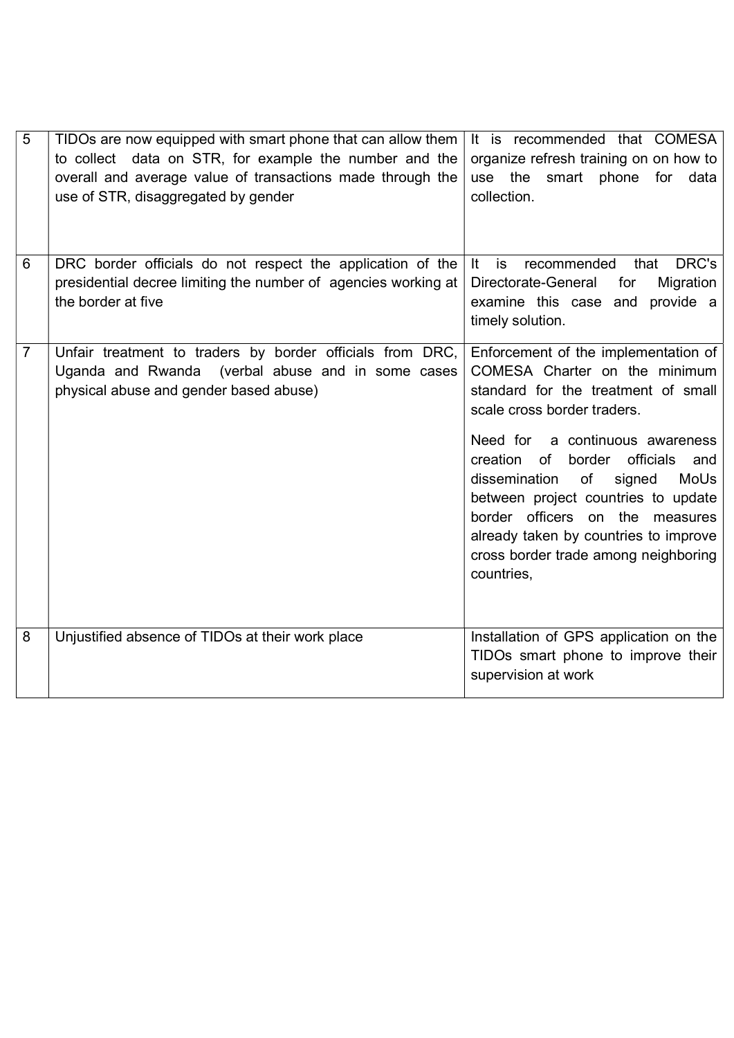| | | |
|---|---|---|
| 5 | TIDOs are now equipped with smart phone that can allow them to collect data on STR, for example the number and the overall and average value of transactions made through the use of STR, disaggregated by gender | It is recommended that COMESA organize refresh training on on how to use the smart phone for data collection. |
| 6 | DRC border officials do not respect the application of the presidential decree limiting the number of agencies working at the border at five | It is recommended that DRC's Directorate-General for Migration examine this case and provide a timely solution. |
| 7 | Unfair treatment to traders by border officials from DRC, Uganda and Rwanda (verbal abuse and in some cases physical abuse and gender based abuse) | Enforcement of the implementation of COMESA Charter on the minimum standard for the treatment of small scale cross border traders.<br><br>Need for a continuous awareness creation of border officials and dissemination of signed MoUs between project countries to update border officers on the measures already taken by countries to improve cross border trade among neighboring countries, |
| 8 | Unjustified absence of TIDOs at their work place | Installation of GPS application on the TIDOs smart phone to improve their supervision at work |